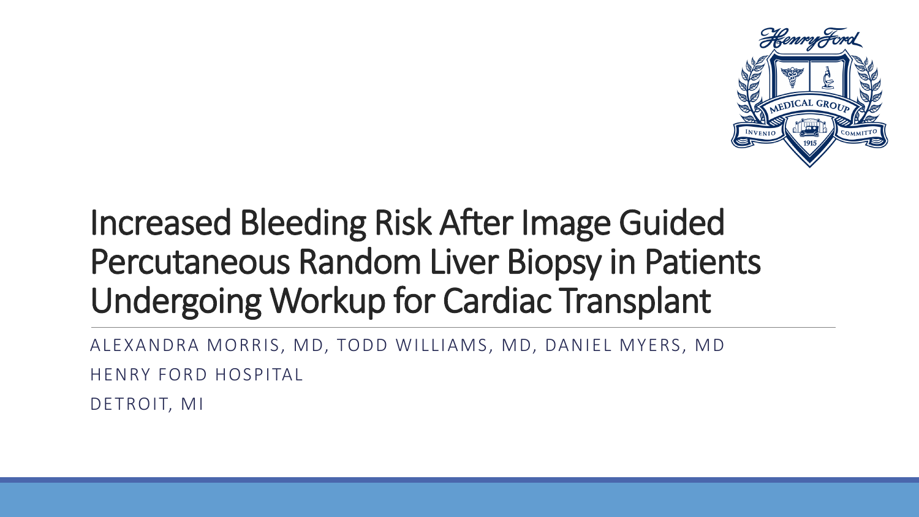# Increased Bleeding Risk After Image Guided Percutaneous Random Liver Biopsy in Patients Undergoing Workup for Cardiac Transplant

ALEXANDRA MORRIS, MD, TODD WILLIAMS, MD, DANIEL MYERS, MD

HENRY FORD HOSPITAL

DETROIT, MI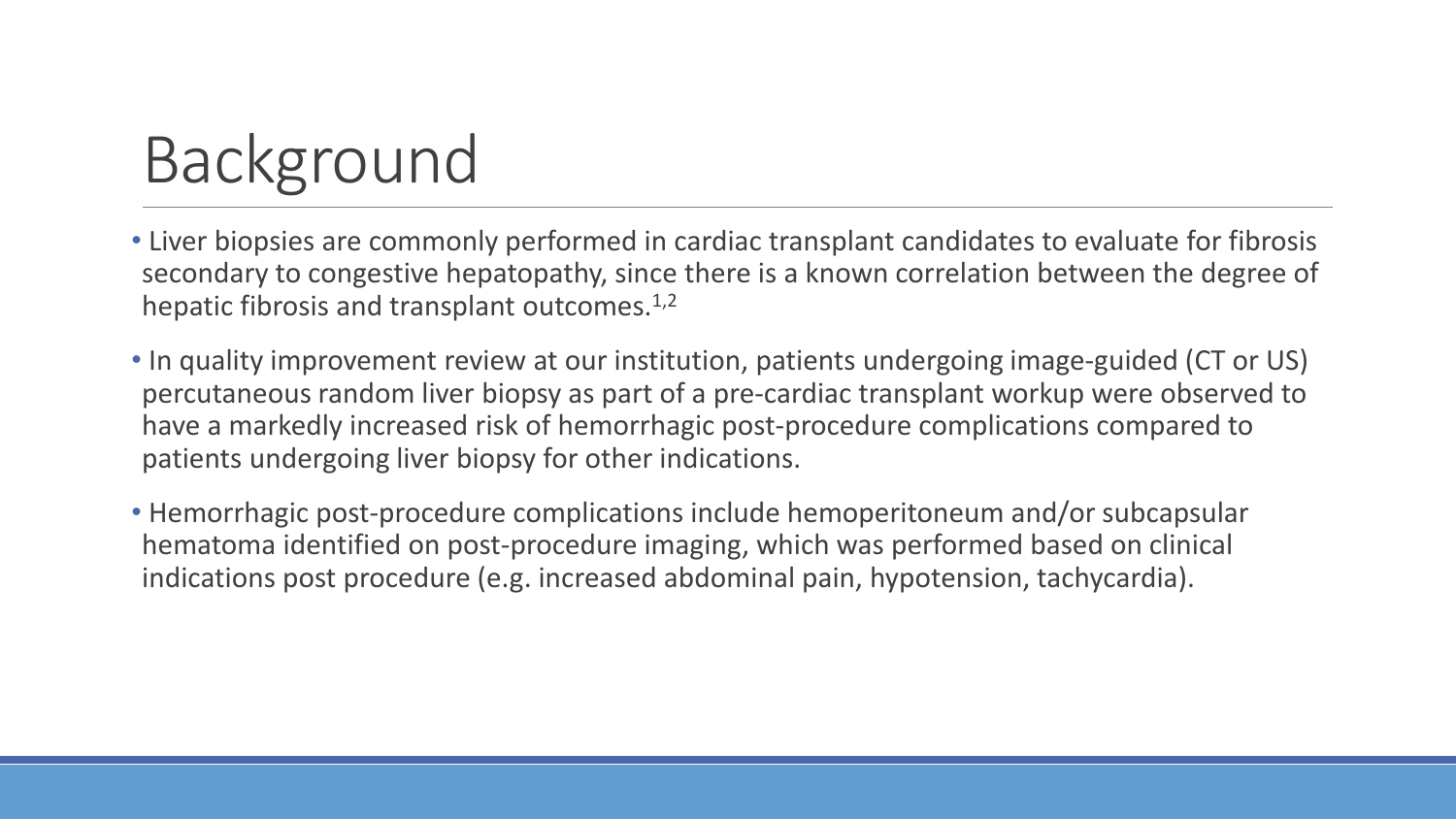# Background

- Liver biopsies are commonly performed in cardiac transplant candidates to evaluate for fibrosis secondary to congestive hepatopathy, since there is a known correlation between the degree of hepatic fibrosis and transplant outcomes.[1,2]
- In quality improvement review at our institution, patients undergoing image-guided (CT or US) percutaneous random liver biopsy as part of a pre-cardiac transplant workup were observed to have a markedly increased risk of hemorrhagic post-procedure complications compared to patients undergoing liver biopsy for other indications.
- Hemorrhagic post-procedure complications include hemoperitoneum and/or subcapsular hematoma identified on post-procedure imaging, which was performed based on clinical indications post procedure (e.g. increased abdominal pain, hypotension, tachycardia).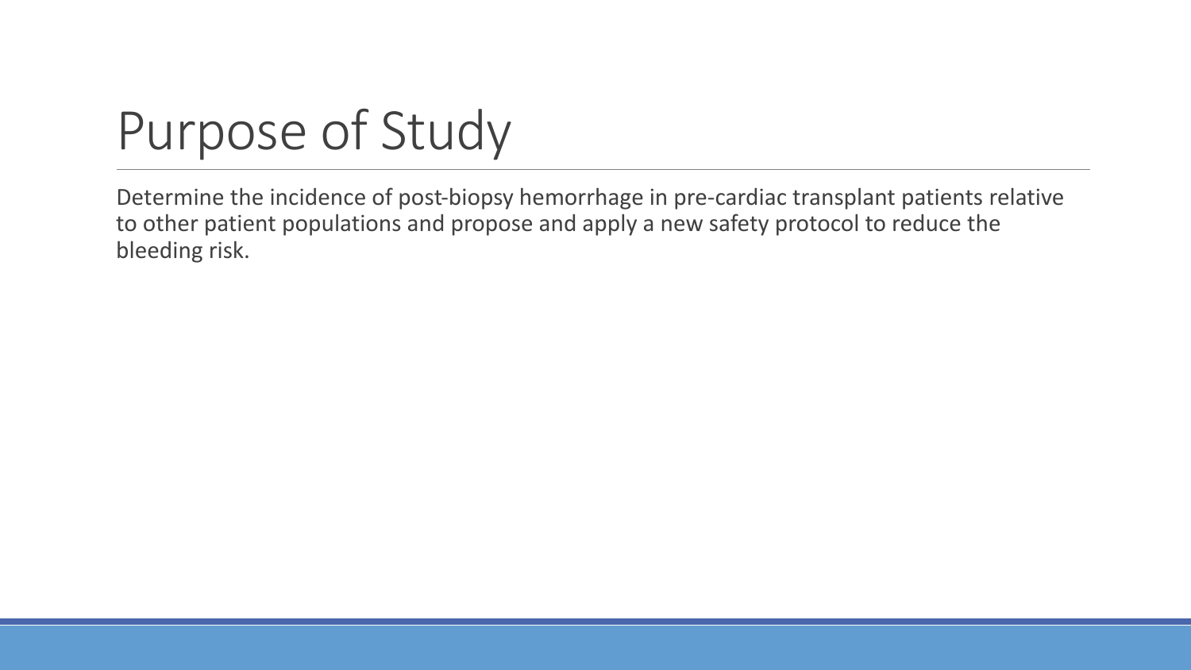# Purpose of Study

Determine the incidence of post-biopsy hemorrhage in pre-cardiac transplant patients relative to other patient populations and propose and apply a new safety protocol to reduce the bleeding risk.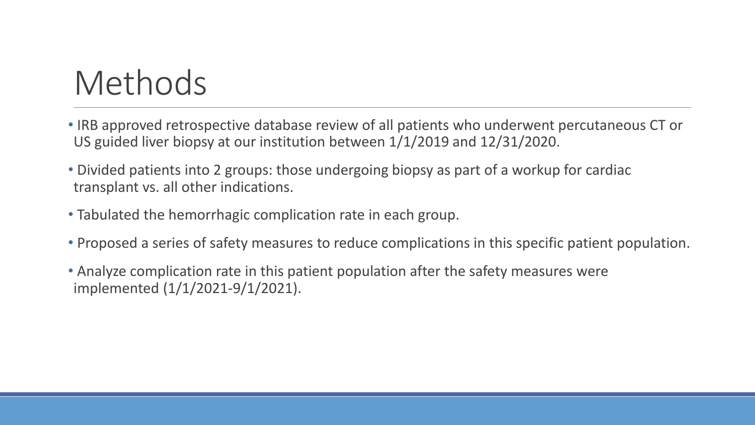# Methods

- IRB approved retrospective database review of all patients who underwent percutaneous CT or US guided liver biopsy at our institution between 1/1/2019 and 12/31/2020.
- Divided patients into 2 groups: those undergoing biopsy as part of a workup for cardiac transplant vs. all other indications.
- Tabulated the hemorrhagic complication rate in each group.
- Proposed a series of safety measures to reduce complications in this specific patient population.
- Analyze complication rate in this patient population after the safety measures were implemented (1/1/2021-9/1/2021).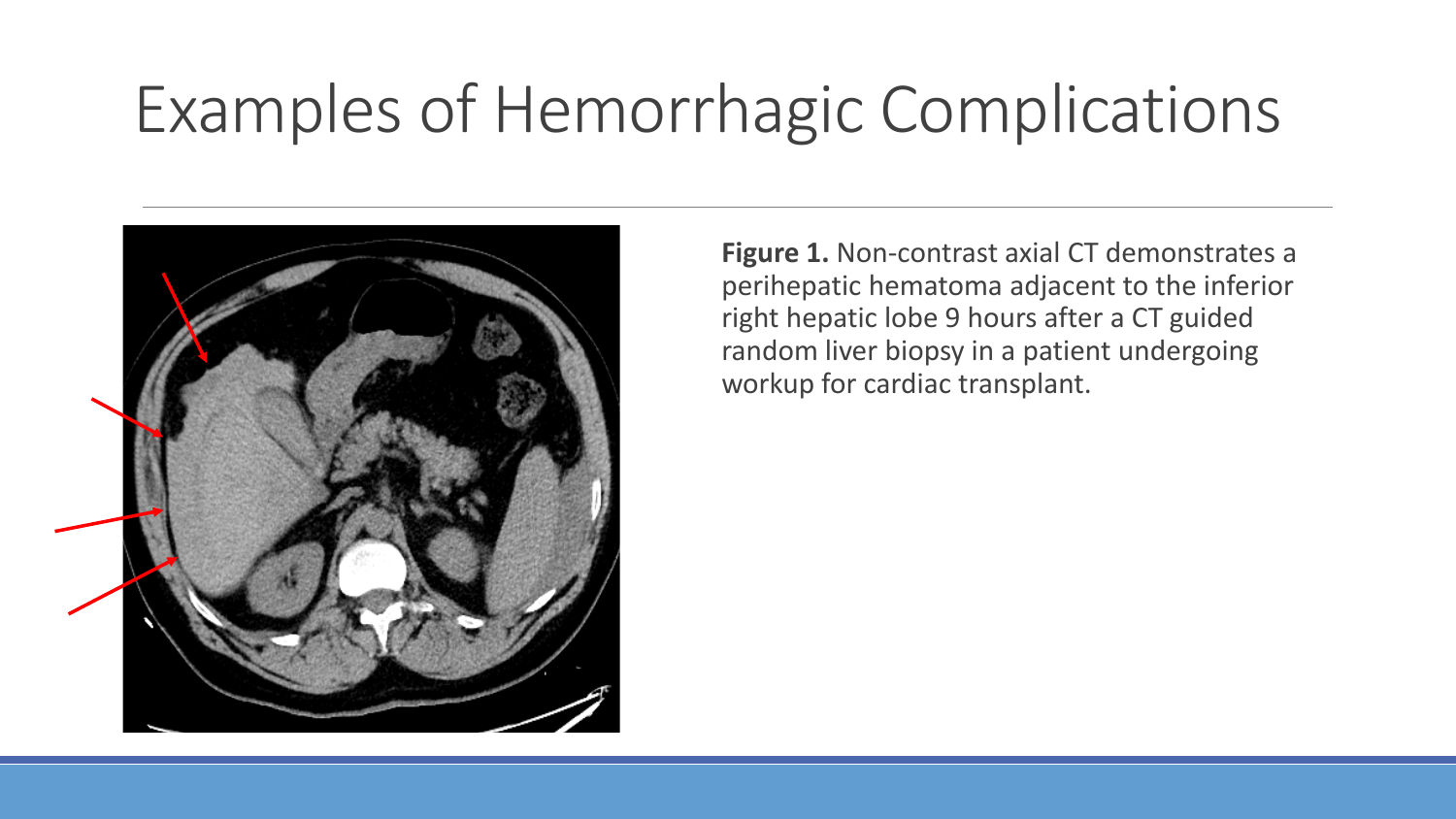# Examples of Hemorrhagic Complications

**Figure 1.** Non-contrast axial CT demonstrates a perihepatic hematoma adjacent to the inferior right hepatic lobe 9 hours after a CT guided random liver biopsy in a patient undergoing workup for cardiac transplant.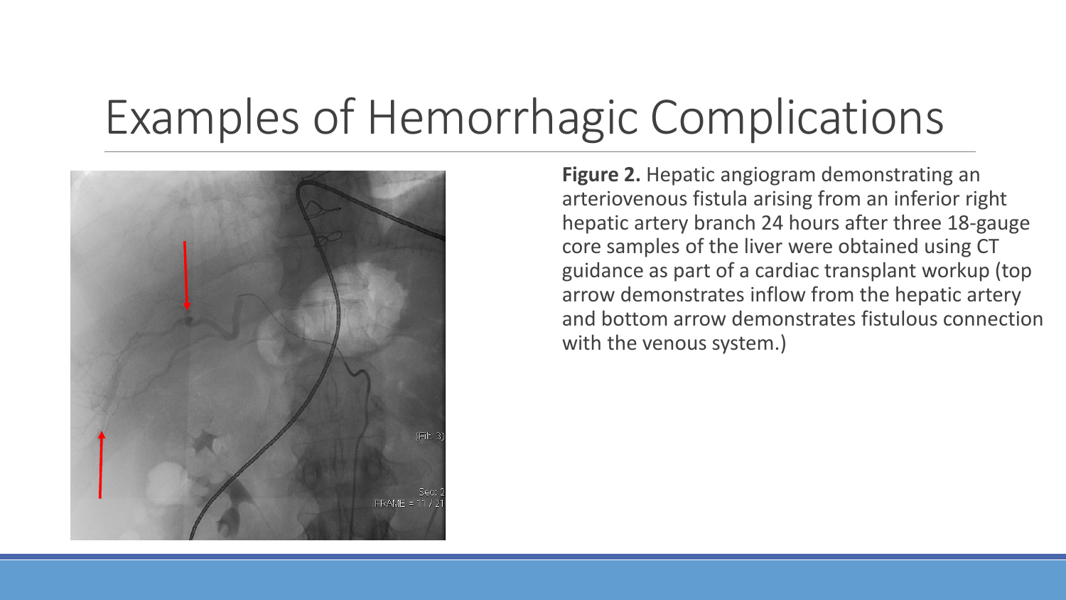# Examples of Hemorrhagic Complications

**Figure 2.** Hepatic angiogram demonstrating an arteriovenous fistula arising from an inferior right hepatic artery branch 24 hours after three 18-gauge core samples of the liver were obtained using CT guidance as part of a cardiac transplant workup (top arrow demonstrates inflow from the hepatic artery and bottom arrow demonstrates fistulous connection with the venous system.)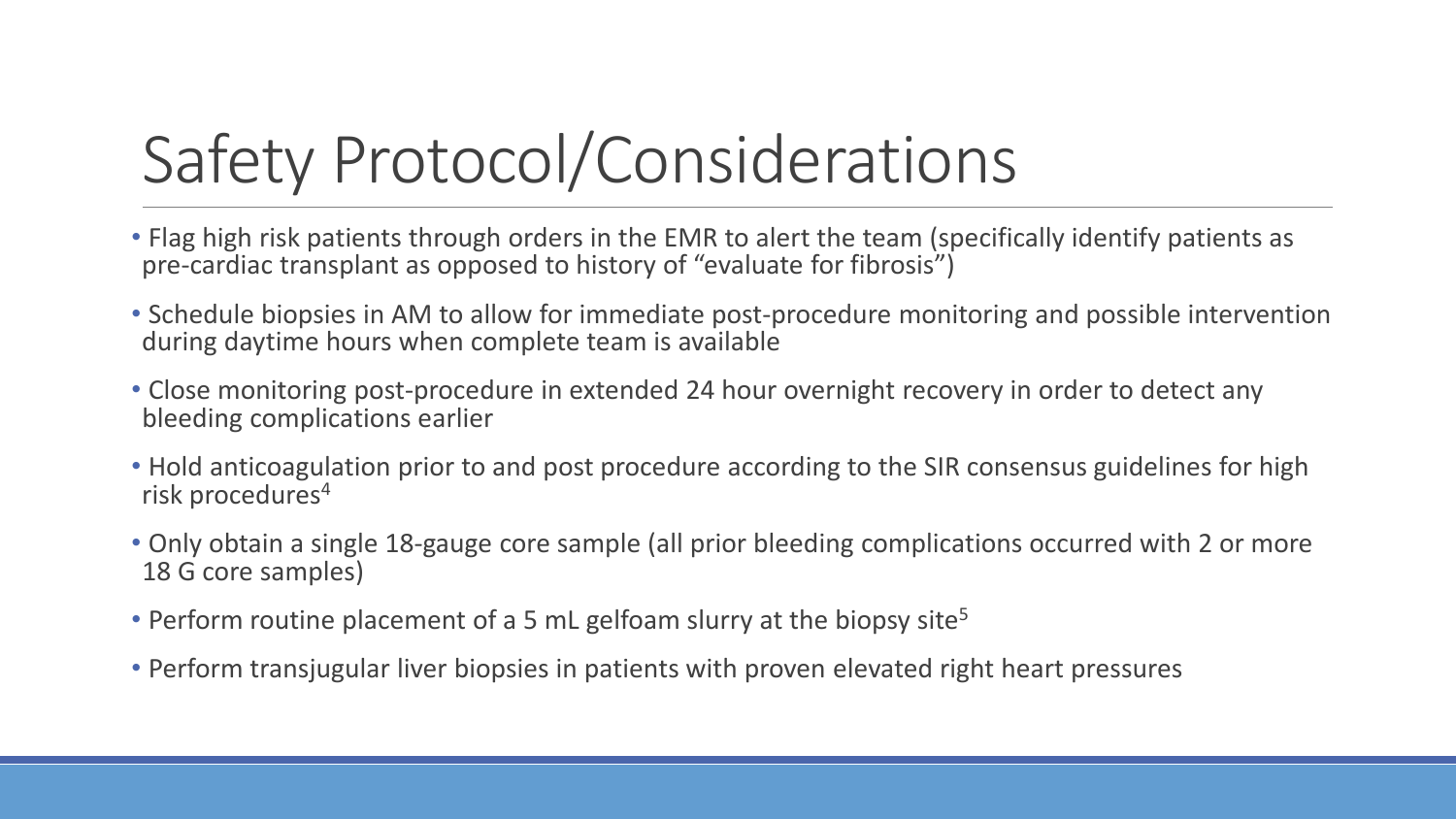# Safety Protocol/Considerations

- Flag high risk patients through orders in the EMR to alert the team (specifically identify patients as pre-cardiac transplant as opposed to history of "evaluate for fibrosis")
- Schedule biopsies in AM to allow for immediate post-procedure monitoring and possible intervention during daytime hours when complete team is available
- Close monitoring post-procedure in extended 24 hour overnight recovery in order to detect any bleeding complications earlier
- Hold anticoagulation prior to and post procedure according to the SIR consensus guidelines for high risk procedures[4]
- Only obtain a single 18-gauge core sample (all prior bleeding complications occurred with 2 or more 18 G core samples)
- Perform routine placement of a 5 mL gelfoam slurry at the biopsy site[5]
- Perform transjugular liver biopsies in patients with proven elevated right heart pressures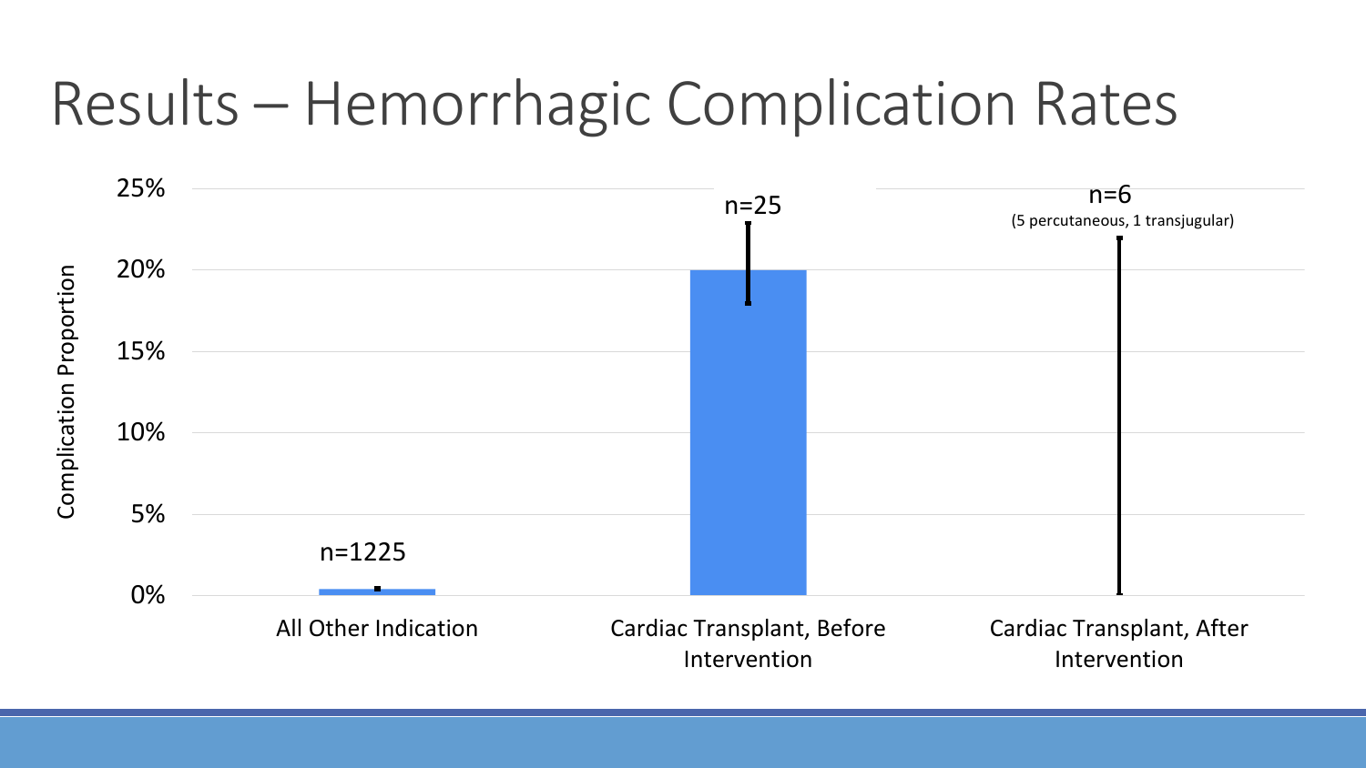# Results – Hemorrhagic Complication Rates

Complication Proportion

25%
20%
15%
10%
5%
0%

n=1225

n=25

n=6
(5 percutaneous, 1 transjugular)

All Other Indication

Cardiac Transplant, Before Intervention

Cardiac Transplant, After Intervention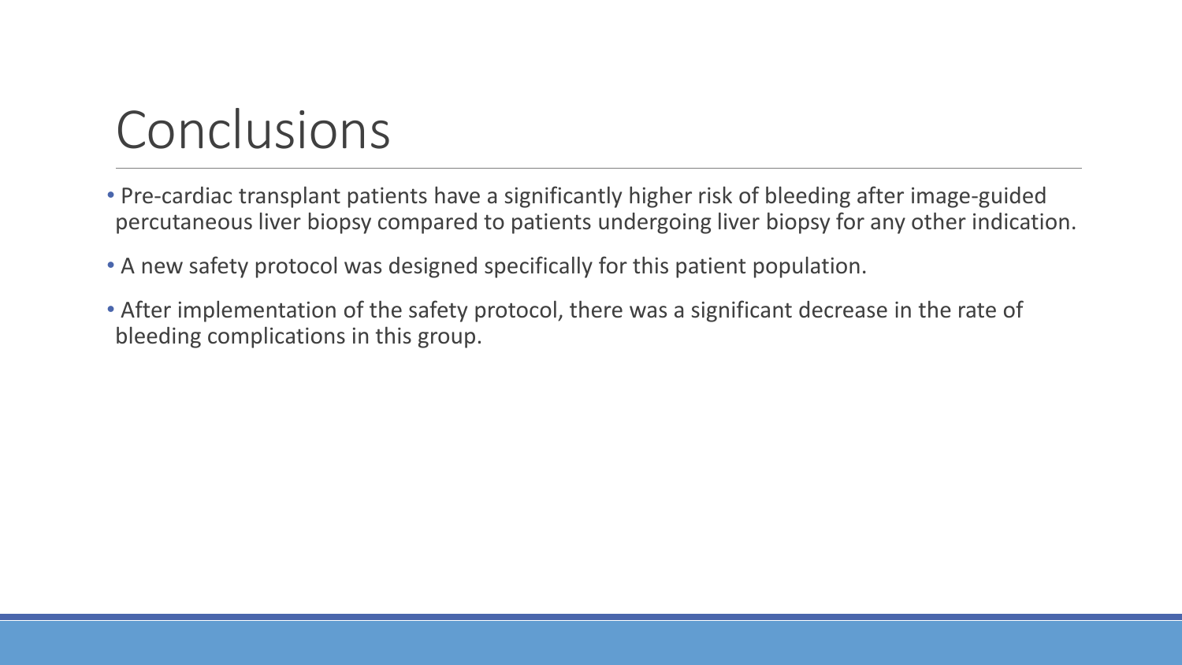# Conclusions

- Pre-cardiac transplant patients have a significantly higher risk of bleeding after image-guided percutaneous liver biopsy compared to patients undergoing liver biopsy for any other indication.
- A new safety protocol was designed specifically for this patient population.
- After implementation of the safety protocol, there was a significant decrease in the rate of bleeding complications in this group.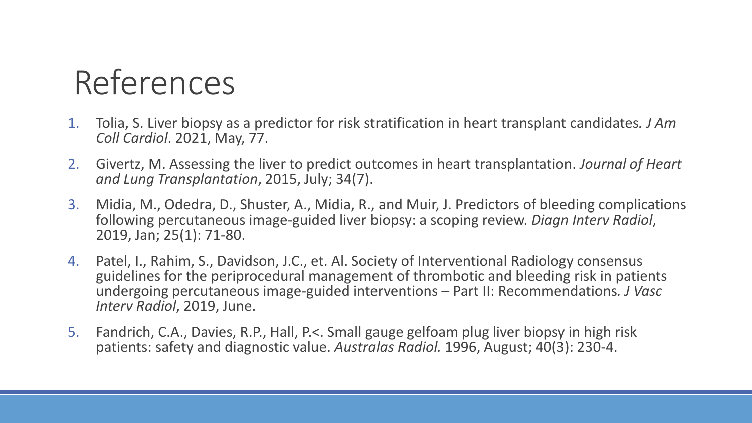# References

1. Tolia, S. Liver biopsy as a predictor for risk stratification in heart transplant candidates. *J Am Coll Cardiol*. 2021, May, 77.
2. Givertz, M. Assessing the liver to predict outcomes in heart transplantation. *Journal of Heart and Lung Transplantation*, 2015, July; 34(7).
3. Midia, M., Odedra, D., Shuster, A., Midia, R., and Muir, J. Predictors of bleeding complications following percutaneous image-guided liver biopsy: a scoping review. *Diagn Interv Radiol*, 2019, Jan; 25(1): 71-80.
4. Patel, I., Rahim, S., Davidson, J.C., et. Al. Society of Interventional Radiology consensus guidelines for the periprocedural management of thrombotic and bleeding risk in patients undergoing percutaneous image-guided interventions – Part II: Recommendations. *J Vasc Interv Radiol*, 2019, June.
5. Fandrich, C.A., Davies, R.P., Hall, P.<. Small gauge gelfoam plug liver biopsy in high risk patients: safety and diagnostic value. *Australas Radiol.* 1996, August; 40(3): 230-4.